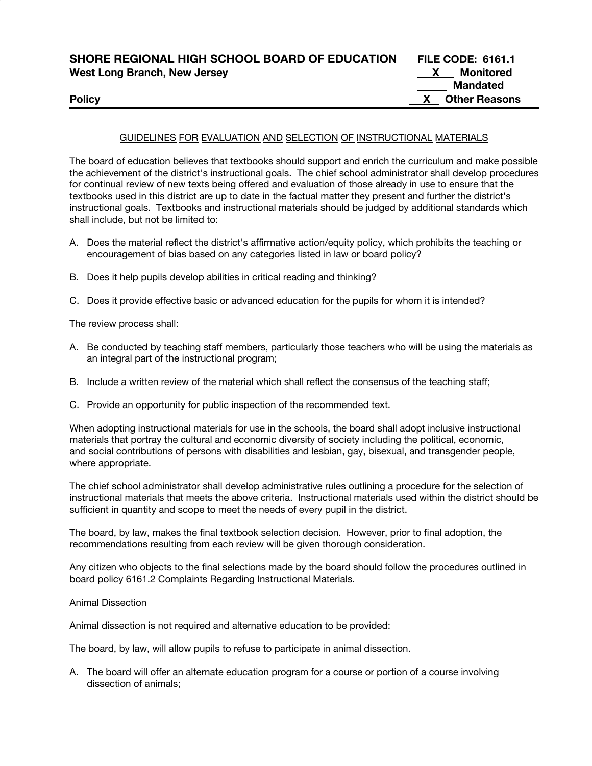**SHORE REGIONAL HIGH SCHOOL BOARD OF EDUCATION** **FILE CODE: 6161.1**
**West Long Branch, New Jersey**

**X Monitored**
**\_\_\_\_ Mandated**
**X Other Reasons**

**Policy**

GUIDELINES FOR EVALUATION AND SELECTION OF INSTRUCTIONAL MATERIALS

The board of education believes that textbooks should support and enrich the curriculum and make possible the achievement of the district's instructional goals. The chief school administrator shall develop procedures for continual review of new texts being offered and evaluation of those already in use to ensure that the textbooks used in this district are up to date in the factual matter they present and further the district's instructional goals. Textbooks and instructional materials should be judged by additional standards which shall include, but not be limited to:

A. Does the material reflect the district's affirmative action/equity policy, which prohibits the teaching or encouragement of bias based on any categories listed in law or board policy?

B. Does it help pupils develop abilities in critical reading and thinking?

C. Does it provide effective basic or advanced education for the pupils for whom it is intended?

The review process shall:

A. Be conducted by teaching staff members, particularly those teachers who will be using the materials as an integral part of the instructional program;

B. Include a written review of the material which shall reflect the consensus of the teaching staff;

C. Provide an opportunity for public inspection of the recommended text.

When adopting instructional materials for use in the schools, the board shall adopt inclusive instructional materials that portray the cultural and economic diversity of society including the political, economic, and social contributions of persons with disabilities and lesbian, gay, bisexual, and transgender people, where appropriate.

The chief school administrator shall develop administrative rules outlining a procedure for the selection of instructional materials that meets the above criteria. Instructional materials used within the district should be sufficient in quantity and scope to meet the needs of every pupil in the district.

The board, by law, makes the final textbook selection decision. However, prior to final adoption, the recommendations resulting from each review will be given thorough consideration.

Any citizen who objects to the final selections made by the board should follow the procedures outlined in board policy 6161.2 Complaints Regarding Instructional Materials.

Animal Dissection

Animal dissection is not required and alternative education to be provided:

The board, by law, will allow pupils to refuse to participate in animal dissection.

A. The board will offer an alternate education program for a course or portion of a course involving dissection of animals;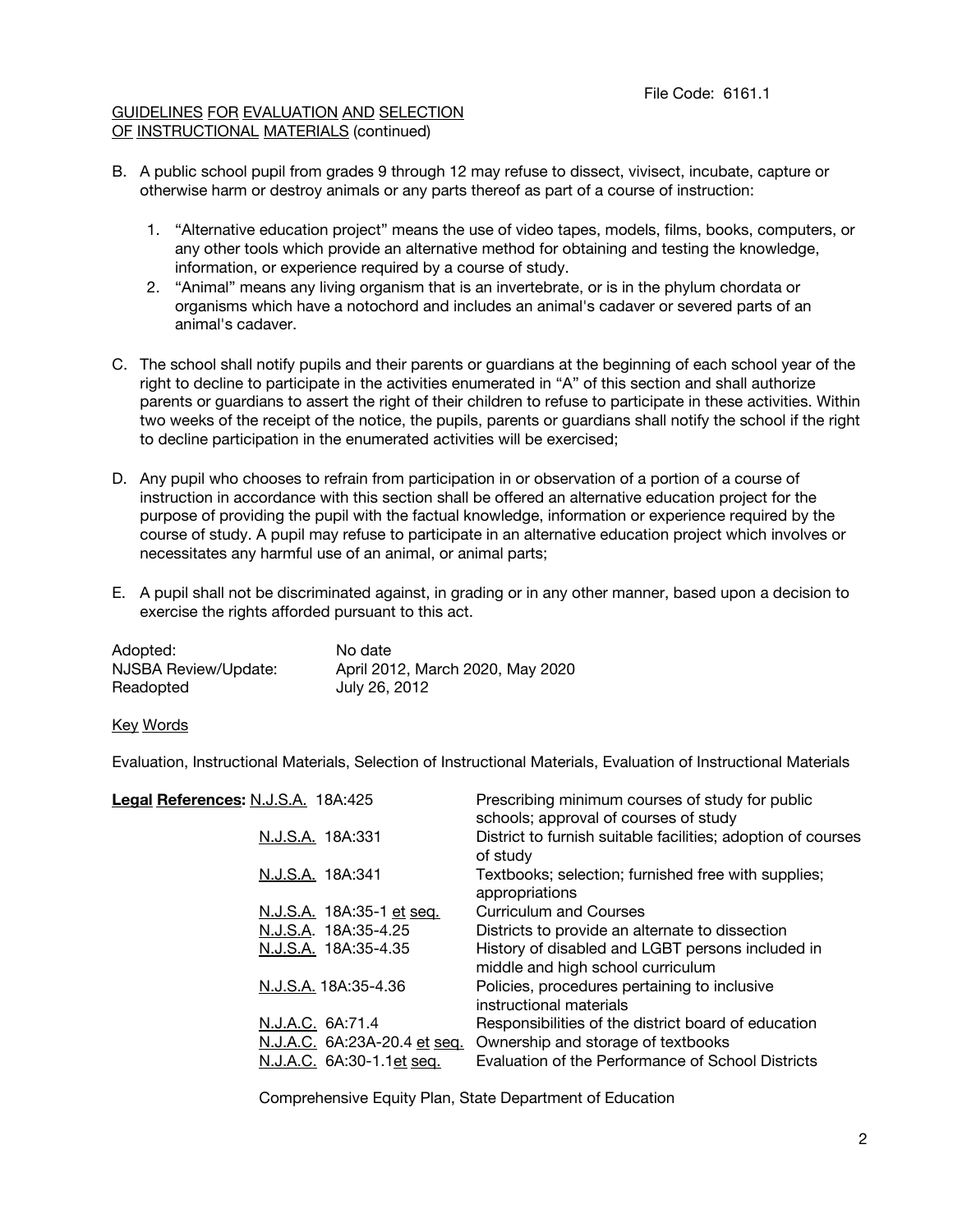File Code: 6161.1

GUIDELINES FOR EVALUATION AND SELECTION OF INSTRUCTIONAL MATERIALS (continued)

B. A public school pupil from grades 9 through 12 may refuse to dissect, vivisect, incubate, capture or otherwise harm or destroy animals or any parts thereof as part of a course of instruction:

   1. "Alternative education project" means the use of video tapes, models, films, books, computers, or any other tools which provide an alternative method for obtaining and testing the knowledge, information, or experience required by a course of study.
   2. "Animal" means any living organism that is an invertebrate, or is in the phylum chordata or organisms which have a notochord and includes an animal's cadaver or severed parts of an animal's cadaver.

C. The school shall notify pupils and their parents or guardians at the beginning of each school year of the right to decline to participate in the activities enumerated in "A" of this section and shall authorize parents or guardians to assert the right of their children to refuse to participate in these activities. Within two weeks of the receipt of the notice, the pupils, parents or guardians shall notify the school if the right to decline participation in the enumerated activities will be exercised;

D. Any pupil who chooses to refrain from participation in or observation of a portion of a course of instruction in accordance with this section shall be offered an alternative education project for the purpose of providing the pupil with the factual knowledge, information or experience required by the course of study. A pupil may refuse to participate in an alternative education project which involves or necessitates any harmful use of an animal, or animal parts;

E. A pupil shall not be discriminated against, in grading or in any other manner, based upon a decision to exercise the rights afforded pursuant to this act.

| | |
|---|---|
| Adopted: | No date |
| NJSBA Review/Update: | April 2012, March 2020, May 2020 |
| Readopted | July 26, 2012 |

Key Words

Evaluation, Instructional Materials, Selection of Instructional Materials, Evaluation of Instructional Materials

| **Legal References:** | |
|---|---|
| N.J.S.A. 18A:425 | Prescribing minimum courses of study for public schools; approval of courses of study |
| N.J.S.A. 18A:331 | District to furnish suitable facilities; adoption of courses of study |
| N.J.S.A. 18A:341 | Textbooks; selection; furnished free with supplies; appropriations |
| N.J.S.A. 18A:35-1 et seq. | Curriculum and Courses |
| N.J.S.A. 18A:35-4.25 | Districts to provide an alternate to dissection |
| N.J.S.A. 18A:35-4.35 | History of disabled and LGBT persons included in middle and high school curriculum |
| N.J.S.A. 18A:35-4.36 | Policies, procedures pertaining to inclusive instructional materials |
| N.J.A.C. 6A:71.4 | Responsibilities of the district board of education |
| N.J.A.C. 6A:23A-20.4 et seq. | Ownership and storage of textbooks |
| N.J.A.C. 6A:30-1.1et seq. | Evaluation of the Performance of School Districts |

Comprehensive Equity Plan, State Department of Education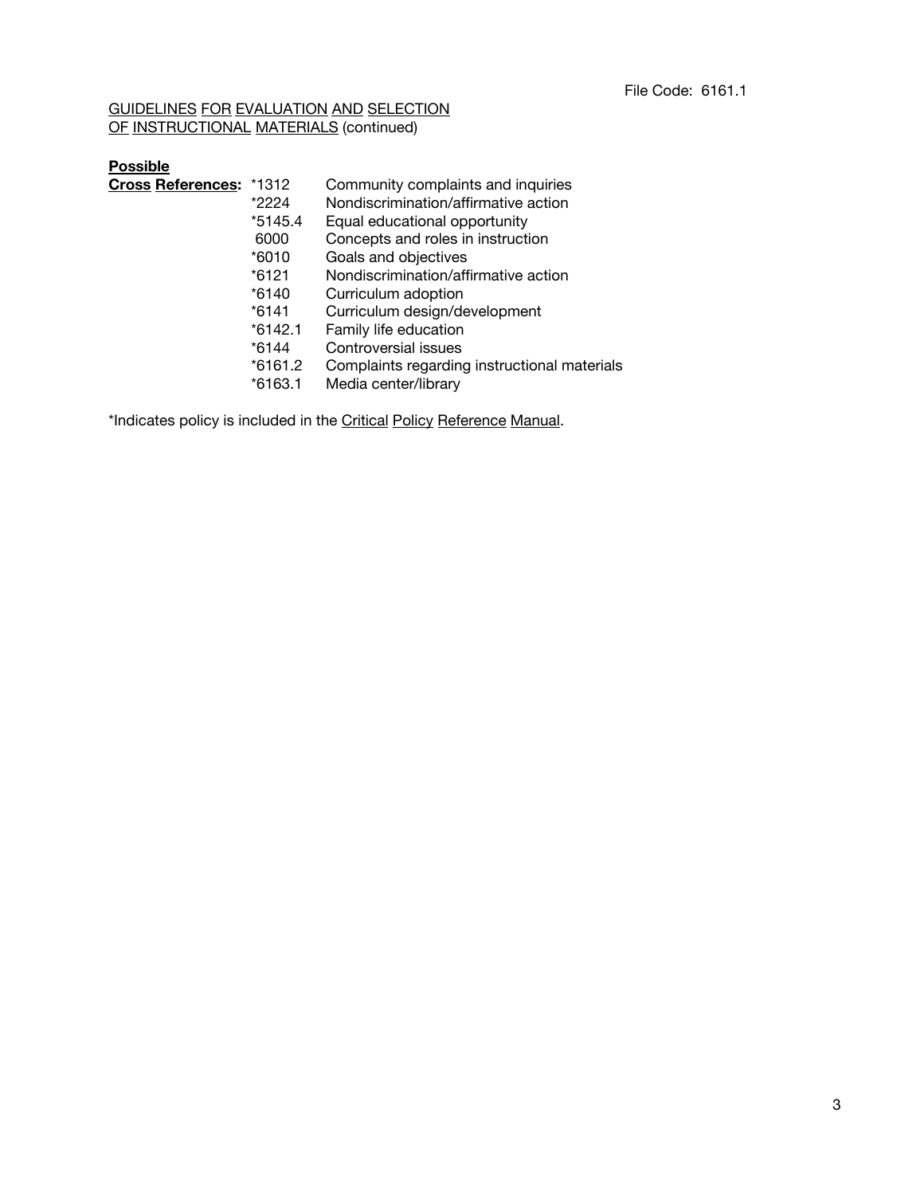File Code: 6161.1

GUIDELINES FOR EVALUATION AND SELECTION OF INSTRUCTIONAL MATERIALS (continued)

**Possible Cross References:**

| | |
|---|---|
| *1312 | Community complaints and inquiries |
| *2224 | Nondiscrimination/affirmative action |
| *5145.4 | Equal educational opportunity |
| 6000 | Concepts and roles in instruction |
| *6010 | Goals and objectives |
| *6121 | Nondiscrimination/affirmative action |
| *6140 | Curriculum adoption |
| *6141 | Curriculum design/development |
| *6142.1 | Family life education |
| *6144 | Controversial issues |
| *6161.2 | Complaints regarding instructional materials |
| *6163.1 | Media center/library |

*Indicates policy is included in the Critical Policy Reference Manual.